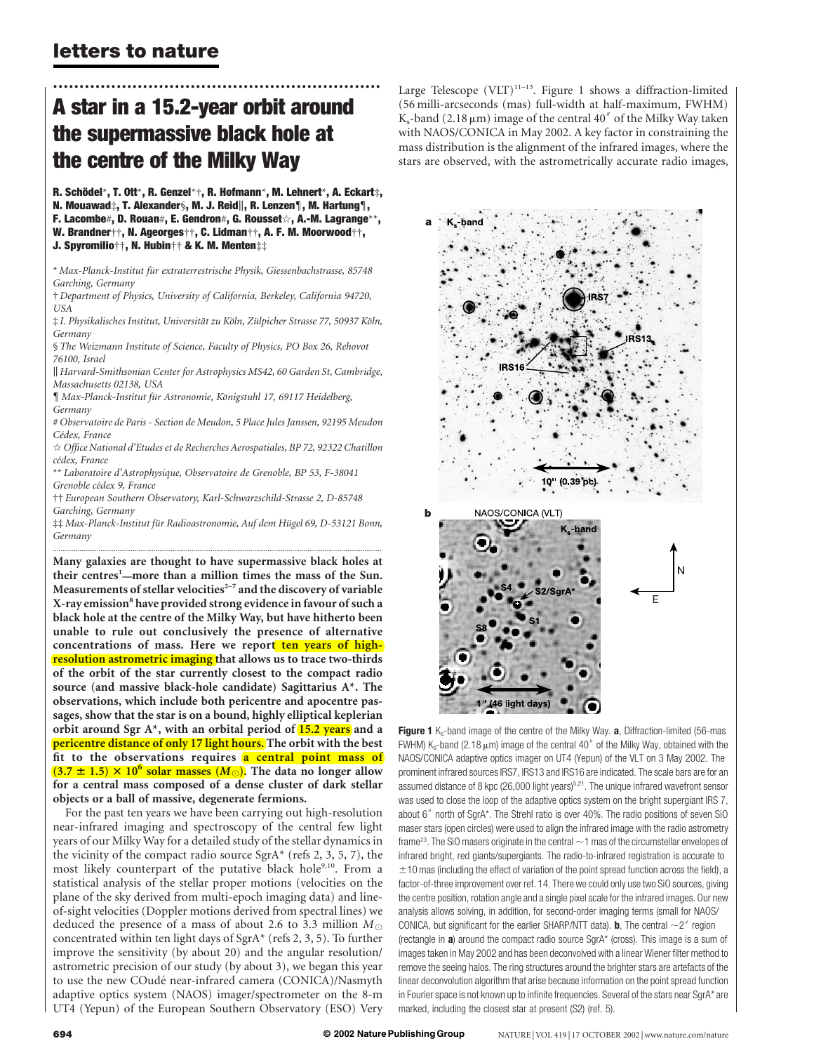# A star in a 15.2-year orbit around the supermassive black hole at the centre of the Milky Way

**R. Schödel\*, T. Ott\*, R. Genzel\*†, R. Hofmann\*, M. Lehnert\*, A. Eckart‡, N. Mouawad‡, T. Alexander§, M. J. Reid||, R. Lenzen¶, M. Hartung¶, F. Lacombe#, D. Rouan#, E. Gendron#, G. Rousset☆, A.-M. Lagrange\*\*, W. Brandner††, N. Ageorges††, C. Lidman††, A. F. M. Moorwood††, J. Spyromilio††, N. Hubin†† & K. M. Menten‡‡**

*\* Max-Planck-Institut für extraterrestrische Physik, Giessenbachstrasse, 85748 Garching, Germany*
*† Department of Physics, University of California, Berkeley, California 94720, USA*
*‡ I. Physikalisches Institut, Universität zu Köln, Zülpicher Strasse 77, 50937 Köln, Germany*
*§ The Weizmann Institute of Science, Faculty of Physics, PO Box 26, Rehovot 76100, Israel*
*|| Harvard-Smithsonian Center for Astrophysics MS42, 60 Garden St, Cambridge, Massachusetts 02138, USA*
*¶ Max-Planck-Institut für Astronomie, Königstuhl 17, 69117 Heidelberg, Germany*
*# Observatoire de Paris - Section de Meudon, 5 Place Jules Janssen, 92195 Meudon Cédex, France*
*☆ Office National d'Etudes et de Recherches Aerospatiales, BP 72, 92322 Chatillon cédex, France*
*\*\* Laboratoire d'Astrophysique, Observatoire de Grenoble, BP 53, F-38041 Grenoble cédex 9, France*
*†† European Southern Observatory, Karl-Schwarzschild-Strasse 2, D-85748 Garching, Germany*
*‡‡ Max-Planck-Institut für Radioastronomie, Auf dem Hügel 69, D-53121 Bonn, Germany*

**Many galaxies are thought to have supermassive black holes at their centres[1]—more than a million times the mass of the Sun. Measurements of stellar velocities[2–7] and the discovery of variable X-ray emission[8] have provided strong evidence in favour of such a black hole at the centre of the Milky Way, but have hitherto been unable to rule out conclusively the presence of alternative concentrations of mass. Here we report ten years of high-resolution astrometric imaging that allows us to trace two-thirds of the orbit of the star currently closest to the compact radio source (and massive black-hole candidate) Sagittarius A\*. The observations, which include both pericentre and apocentre passages, show that the star is on a bound, highly elliptical keplerian orbit around Sgr A\*, with an orbital period of 15.2 years and a pericentre distance of only 17 light hours. The orbit with the best fit to the observations requires a central point mass of $(3.7 \pm 1.5) \times 10^6$ solar masses ($M_\odot$). The data no longer allow for a central mass composed of a dense cluster of dark stellar objects or a ball of massive, degenerate fermions.**

For the past ten years we have been carrying out high-resolution near-infrared imaging and spectroscopy of the central few light years of our Milky Way for a detailed study of the stellar dynamics in the vicinity of the compact radio source SgrA\* (refs 2, 3, 5, 7), the most likely counterpart of the putative black hole[9,10]. From a statistical analysis of the stellar proper motions (velocities on the plane of the sky derived from multi-epoch imaging data) and line-of-sight velocities (Doppler motions derived from spectral lines) we deduced the presence of a mass of about 2.6 to 3.3 million $M_\odot$ concentrated within ten light days of SgrA\* (refs 2, 3, 5). To further improve the sensitivity (by about 20) and the angular resolution/astrometric precision of our study (by about 3), we began this year to use the new COudé near-infrared camera (CONICA)/Nasmyth adaptive optics system (NAOS) imager/spectrometer on the 8-m UT4 (Yepun) of the European Southern Observatory (ESO) Very Large Telescope (VLT)[11–13]. Figure 1 shows a diffraction-limited (56 milli-arcseconds (mas) full-width at half-maximum, FWHM) $K_s$-band (2.18 μm) image of the central 40″ of the Milky Way taken with NAOS/CONICA in May 2002. A key factor in constraining the mass distribution is the alignment of the infrared images, where the stars are observed, with the astrometrically accurate radio images,

**Figure 1** $K_s$-band image of the centre of the Milky Way. **a**, Diffraction-limited (56-mas FWHM) $K_s$-band (2.18 μm) image of the central 40″ of the Milky Way, obtained with the NAOS/CONICA adaptive optics imager on UT4 (Yepun) of the VLT on 3 May 2002. The prominent infrared sources IRS7, IRS13 and IRS16 are indicated. The scale bars are for an assumed distance of 8 kpc (26,000 light years)[5,21]. The unique infrared wavefront sensor was used to close the loop of the adaptive optics system on the bright supergiant IRS 7, about 6″ north of SgrA\*. The Strehl ratio is over 40%. The radio positions of seven SiO maser stars (open circles) were used to align the infrared image with the radio astrometry frame[23]. The SiO masers originate in the central ~1 mas of the circumstellar envelopes of infrared bright, red giants/supergiants. The radio-to-infrared registration is accurate to ±10 mas (including the effect of variation of the point spread function across the field), a factor-of-three improvement over ref. 14. There we could only use two SiO sources, giving the centre position, rotation angle and a single pixel scale for the infrared images. Our new analysis allows solving, in addition, for second-order imaging terms (small for NAOS/CONICA, but significant for the earlier SHARP/NTT data). **b**, The central ~2″ region (rectangle in **a**) around the compact radio source SgrA\* (cross). This image is a sum of images taken in May 2002 and has been deconvolved with a linear Wiener filter method to remove the seeing halos. The ring structures around the brighter stars are artefacts of the linear deconvolution algorithm that arise because information on the point spread function in Fourier space is not known up to infinite frequencies. Several of the stars near SgrA\* are marked, including the closest star at present (S2) (ref. 5).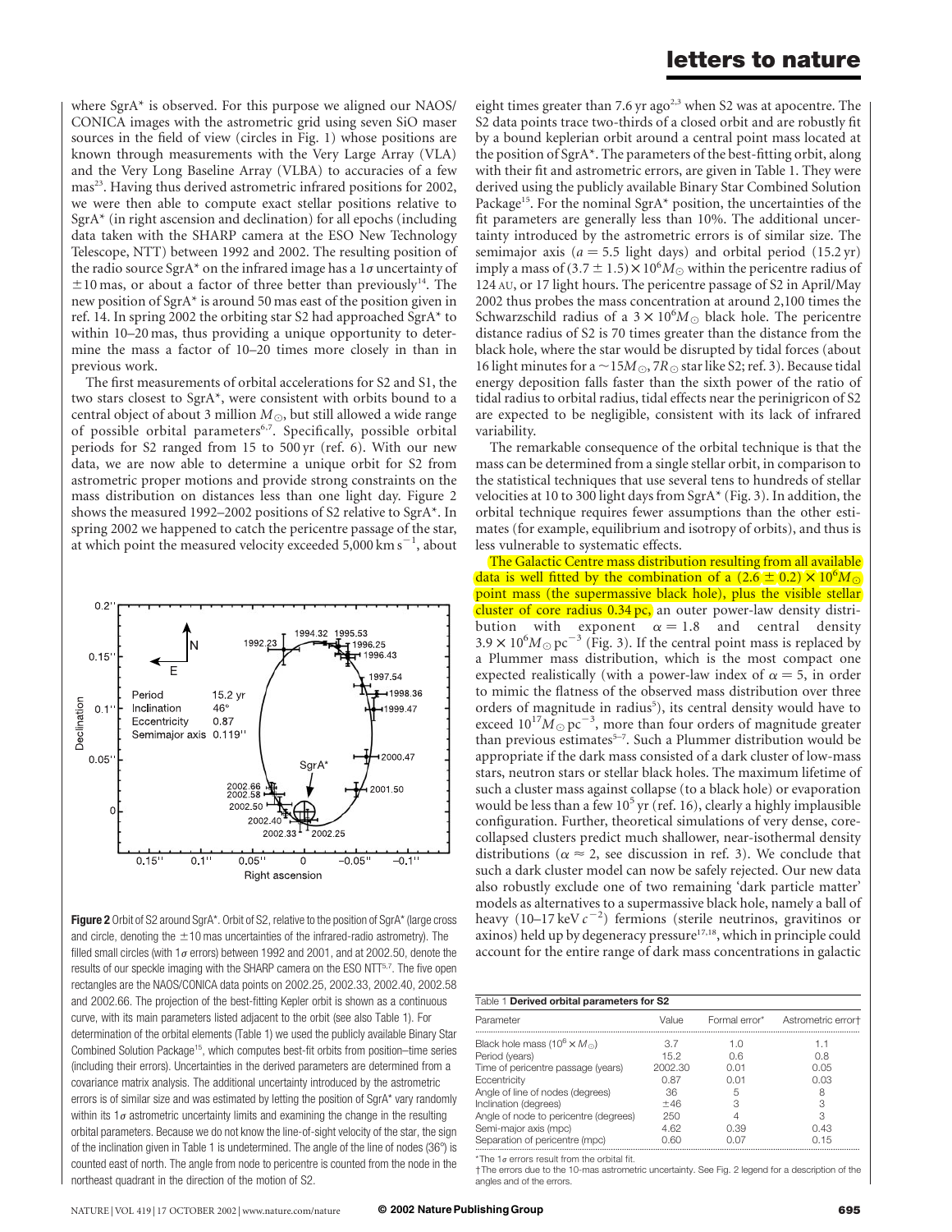where SgrA* is observed. For this purpose we aligned our NAOS/CONICA images with the astrometric grid using seven SiO maser sources in the field of view (circles in Fig. 1) whose positions are known through measurements with the Very Large Array (VLA) and the Very Long Baseline Array (VLBA) to accuracies of a few mas[23]. Having thus derived astrometric infrared positions for 2002, we were then able to compute exact stellar positions relative to SgrA* (in right ascension and declination) for all epochs (including data taken with the SHARP camera at the ESO New Technology Telescope, NTT) between 1992 and 2002. The resulting position of the radio source SgrA* on the infrared image has a $1\sigma$ uncertainty of $\pm 10$ mas, or about a factor of three better than previously[14]. The new position of SgrA* is around 50 mas east of the position given in ref. 14. In spring 2002 the orbiting star S2 had approached SgrA* to within 10–20 mas, thus providing a unique opportunity to determine the mass a factor of 10–20 times more closely in than in previous work.

The first measurements of orbital accelerations for S2 and S1, the two stars closest to SgrA*, were consistent with orbits bound to a central object of about 3 million $M_\odot$, but still allowed a wide range of possible orbital parameters[6,7]. Specifically, possible orbital periods for S2 ranged from 15 to 500 yr (ref. 6). With our new data, we are now able to determine a unique orbit for S2 from astrometric proper motions and provide strong constraints on the mass distribution on distances less than one light day. Figure 2 shows the measured 1992–2002 positions of S2 relative to SgrA*. In spring 2002 we happened to catch the pericentre passage of the star, at which point the measured velocity exceeded $5{,}000\,\mathrm{km\,s^{-1}}$, about eight times greater than 7.6 yr ago[2,3] when S2 was at apocentre. The S2 data points trace two-thirds of a closed orbit and are robustly fit by a bound keplerian orbit around a central point mass located at the position of SgrA*. The parameters of the best-fitting orbit, along with their fit and astrometric errors, are given in Table 1. They were derived using the publicly available Binary Star Combined Solution Package[15]. For the nominal SgrA* position, the uncertainties of the fit parameters are generally less than 10%. The additional uncertainty introduced by the astrometric errors is of similar size. The semimajor axis ($a = 5.5$ light days) and orbital period (15.2 yr) imply a mass of $(3.7 \pm 1.5) \times 10^6 M_\odot$ within the pericentre radius of 124 AU, or 17 light hours. The pericentre passage of S2 in April/May 2002 thus probes the mass concentration at around 2,100 times the Schwarzschild radius of a $3 \times 10^6 M_\odot$ black hole. The pericentre distance radius of S2 is 70 times greater than the distance from the black hole, where the star would be disrupted by tidal forces (about 16 light minutes for a $\sim 15 M_\odot$, $7 R_\odot$ star like S2; ref. 3). Because tidal energy deposition falls faster than the sixth power of the ratio of tidal radius to orbital radius, tidal effects near the perinigricon of S2 are expected to be negligible, consistent with its lack of infrared variability.

The remarkable consequence of the orbital technique is that the mass can be determined from a single stellar orbit, in comparison to the statistical techniques that use several tens to hundreds of stellar velocities at 10 to 300 light days from SgrA* (Fig. 3). In addition, the orbital technique requires fewer assumptions than the other estimates (for example, equilibrium and isotropy of orbits), and thus is less vulnerable to systematic effects.

The Galactic Centre mass distribution resulting from all available data is well fitted by the combination of a $(2.6 \pm 0.2) \times 10^6 M_\odot$ point mass (the supermassive black hole), plus the visible stellar cluster of core radius 0.34 pc, an outer power-law density distribution with exponent $\alpha = 1.8$ and central density $3.9 \times 10^6 M_\odot\,\mathrm{pc}^{-3}$ (Fig. 3). If the central point mass is replaced by a Plummer mass distribution, which is the most compact one expected realistically (with a power-law index of $\alpha = 5$, in order to mimic the flatness of the observed mass distribution over three orders of magnitude in radius[5]), its central density would have to exceed $10^{17} M_\odot\,\mathrm{pc}^{-3}$, more than four orders of magnitude greater than previous estimates[5–7]. Such a Plummer distribution would be appropriate if the dark mass consisted of a dark cluster of low-mass stars, neutron stars or stellar black holes. The maximum lifetime of such a cluster mass against collapse (to a black hole) or evaporation would be less than a few $10^5$ yr (ref. 16), clearly a highly implausible configuration. Further, theoretical simulations of very dense, core-collapsed clusters predict much shallower, near-isothermal density distributions ($\alpha \approx 2$, see discussion in ref. 3). We conclude that such a dark cluster model can now be safely rejected. Our new data also robustly exclude one of two remaining 'dark particle matter' models as alternatives to a supermassive black hole, namely a ball of heavy ($10$–$17\,\mathrm{keV}\,c^{-2}$) fermions (sterile neutrinos, gravitinos or axinos) held up by degeneracy pressure[17,18], which in principle could account for the entire range of dark mass concentrations in galactic

**Figure 2** Orbit of S2 around SgrA*. Orbit of S2, relative to the position of SgrA* (large cross and circle, denoting the $\pm 10$ mas uncertainties of the infrared-radio astrometry). The filled small circles (with $1\sigma$ errors) between 1992 and 2001, and at 2002.50, denote the results of our speckle imaging with the SHARP camera on the ESO NTT[5,7]. The five open rectangles are the NAOS/CONICA data points on 2002.25, 2002.33, 2002.40, 2002.58 and 2002.66. The projection of the best-fitting Kepler orbit is shown as a continuous curve, with its main parameters listed adjacent to the orbit (see also Table 1). For determination of the orbital elements (Table 1) we used the publicly available Binary Star Combined Solution Package[15], which computes best-fit orbits from position–time series (including their errors). Uncertainties in the derived parameters are determined from a covariance matrix analysis. The additional uncertainty introduced by the astrometric errors is of similar size and was estimated by letting the position of SgrA* vary randomly within its $1\sigma$ astrometric uncertainty limits and examining the change in the resulting orbital parameters. Because we do not know the line-of-sight velocity of the star, the sign of the inclination given in Table 1 is undetermined. The angle of the line of nodes (36°) is counted east of north. The angle from node to pericentre is counted from the node in the northeast quadrant in the direction of the motion of S2.

**Table 1 Derived orbital parameters for S2**

| Parameter | Value | Formal error* | Astrometric error† |
|---|---|---|---|
| Black hole mass ($10^6 \times M_\odot$) | 3.7 | 1.0 | 1.1 |
| Period (years) | 15.2 | 0.6 | 0.8 |
| Time of pericentre passage (years) | 2002.30 | 0.01 | 0.05 |
| Eccentricity | 0.87 | 0.01 | 0.03 |
| Angle of line of nodes (degrees) | 36 | 5 | 8 |
| Inclination (degrees) | ±46 | 3 | 3 |
| Angle of node to pericentre (degrees) | 250 | 4 | 3 |
| Semi-major axis (mpc) | 4.62 | 0.39 | 0.43 |
| Separation of pericentre (mpc) | 0.60 | 0.07 | 0.15 |

*The $1\sigma$ errors result from the orbital fit.
†The errors due to the 10-mas astrometric uncertainty. See Fig. 2 legend for a description of the angles and of the errors.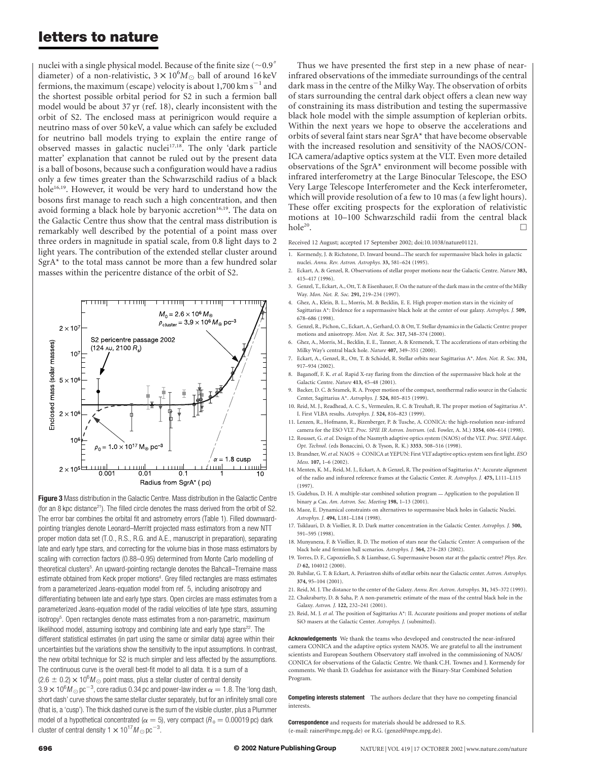nuclei with a single physical model. Because of the finite size ($\sim 0.9''$ diameter) of a non-relativistic, $3 \times 10^6 M_\odot$ ball of around 16 keV fermions, the maximum (escape) velocity is about 1,700 km s$^{-1}$ and the shortest possible orbital period for S2 in such a fermion ball model would be about 37 yr (ref. 18), clearly inconsistent with the orbit of S2. The enclosed mass at perinigricon would require a neutrino mass of over 50 keV, a value which can safely be excluded for neutrino ball models trying to explain the entire range of observed masses in galactic nuclei[17,18]. The only 'dark particle matter' explanation that cannot be ruled out by the present data is a ball of bosons, because such a configuration would have a radius only a few times greater than the Schwarzschild radius of a black hole[16,19]. However, it would be very hard to understand how the bosons first manage to reach such a high concentration, and then avoid forming a black hole by baryonic accretion[16,19]. The data on the Galactic Centre thus show that the central mass distribution is remarkably well described by the potential of a point mass over three orders in magnitude in spatial scale, from 0.8 light days to 2 light years. The contribution of the extended stellar cluster around SgrA* to the total mass cannot be more than a few hundred solar masses within the pericentre distance of the orbit of S2.

$M_0 = 2.6 \times 10^6 M_\odot$

$\rho_{cluster} = 3.9 \times 10^6 M_\odot$ pc$^{-3}$

S2 pericentre passage 2002

(124 AU, 2100 $R_s$)

$\rho_0 = 1.0 \times 10^{17}$ M$_\odot$ pc$^{-3}$

$\alpha = 1.8$ cusp

Enclosed mass (solar masses)

Radius from SgrA* (pc)

**Figure 3** Mass distribution in the Galactic Centre. Mass distribution in the Galactic Centre (for an 8 kpc distance[21]). The filled circle denotes the mass derived from the orbit of S2. The error bar combines the orbital fit and astrometry errors (Table 1). Filled downward-pointing triangles denote Leonard–Merritt projected mass estimators from a new NTT proper motion data set (T.O., R.S., R.G. and A.E., manuscript in preparation), separating late and early type stars, and correcting for the volume bias in those mass estimators by scaling with correction factors (0.88–0.95) determined from Monte Carlo modelling of theoretical clusters[5]. An upward-pointing rectangle denotes the Bahcall–Tremaine mass estimate obtained from Keck proper motions[4]. Grey filled rectangles are mass estimates from a parameterized Jeans-equation model from ref. 5, including anisotropy and differentiating between late and early type stars. Open circles are mass estimates from a parameterized Jeans-equation model of the radial velocities of late type stars, assuming isotropy[5]. Open rectangles denote mass estimates from a non-parametric, maximum likelihood model, assuming isotropy and combining late and early type stars[22]. The different statistical estimates (in part using the same or similar data) agree within their uncertainties but the variations show the sensitivity to the input assumptions. In contrast, the new orbital technique for S2 is much simpler and less affected by the assumptions. The continuous curve is the overall best-fit model to all data. It is a sum of a $(2.6 \pm 0.2) \times 10^6 M_\odot$ point mass, plus a stellar cluster of central density $3.9 \times 10^6 M_\odot$ pc$^{-3}$, core radius 0.34 pc and power-law index $\alpha = 1.8$. The 'long dash, short dash' curve shows the same stellar cluster separately, but for an infinitely small core (that is, a 'cusp'). The thick dashed curve is the sum of the visible cluster, plus a Plummer model of a hypothetical concentrated ($\alpha = 5$), very compact ($R_o = 0.00019$ pc) dark cluster of central density $1 \times 10^{17} M_\odot$ pc$^{-3}$.

Thus we have presented the first step in a new phase of near-infrared observations of the immediate surroundings of the central dark mass in the centre of the Milky Way. The observation of orbits of stars surrounding the central dark object offers a clean new way of constraining its mass distribution and testing the supermassive black hole model with the simple assumption of keplerian orbits. Within the next years we hope to observe the accelerations and orbits of several faint stars near SgrA* that have become observable with the increased resolution and sensitivity of the NAOS/CONICA camera/adaptive optics system at the VLT. Even more detailed observations of the SgrA* environment will become possible with infrared interferometry at the Large Binocular Telescope, the ESO Very Large Telescope Interferometer and the Keck interferometer, which will provide resolution of a few to 10 mas (a few light hours). These offer exciting prospects for the exploration of relativistic motions at 10–100 Schwarzschild radii from the central black hole[20]. □

Received 12 August; accepted 17 September 2002; doi:10.1038/nature01121.

1. Kormendy, J. & Richstone, D. Inward bound—The search for supermassive black holes in galactic nuclei. *Annu. Rev. Astron. Astrophys.* **33,** 581–624 (1995).
2. Eckart, A. & Genzel, R. Observations of stellar proper motions near the Galactic Centre. *Nature* **383,** 415–417 (1996).
3. Genzel, T., Eckart, A., Ott, T. & Eisenhauer, F. On the nature of the dark mass in the centre of the Milky Way. *Mon. Not. R. Soc.* **291,** 219–234 (1997).
4. Ghez, A., Klein, B. L., Morris, M. & Becklin, E. E. High proper-motion stars in the vicinity of Sagittarius A*: Evidence for a supermassive black hole at the center of our galaxy. *Astrophys. J.* **509,** 678–686 (1998).
5. Genzel, R., Pichon, C., Eckart, A., Gerhard, O. & Ott, T. Stellar dynamics in the Galactic Centre: proper motions and anisotropy. *Mon. Not. R. Soc.* **317,** 348–374 (2000).
6. Ghez, A., Morris, M., Becklin, E. E., Tanner, A. & Kremenek, T. The accelerations of stars orbiting the Milky Way's central black hole. *Nature* **407,** 349–351 (2000).
7. Eckart, A., Genzel, R., Ott, T. & Schödel, R. Stellar orbits near Sagittarius A*. *Mon. Not. R. Soc.* **331,** 917–934 (2002).
8. Baganoff, F. K. *et al.* Rapid X-ray flaring from the direction of the supermassive black hole at the Galactic Centre. *Nature* **413,** 45–48 (2001).
9. Backer, D. C. & Sramek, R. A. Proper motion of the compact, nonthermal radio source in the Galactic Center, Sagittarius A*. *Astrophys. J.* **524,** 805–815 (1999).
10. Reid, M. J., Readhead, A. C. S., Vermeulen, R. C. & Treuhaft, R. The proper motion of Sagittarius A*. I. First VLBA results. *Astrophys. J.* **524,** 816–823 (1999).
11. Lenzen, R., Hofmann, R., Bizenberger, P. & Tusche, A. CONICA: the high-resolution near-infrared camera for the ESO VLT. *Proc. SPIE IR Astron. Instrum.* (ed. Fowler, A. M.) **3354,** 606–614 (1998).
12. Rousset, G. *et al.* Design of the Nasmyth adaptive optics system (NAOS) of the VLT. *Proc. SPIE Adapt. Opt. Technol.* (eds Bonaccini, O. & Tyson, R. K.) **3353,** 508–516 (1998).
13. Brandner, W. *et al.* NAOS + CONICA at YEPUN: First VLT adaptive optics system sees first light. *ESO Mess.* **107,** 1–6 (2002).
14. Menten, K. M., Reid, M. J., Eckart, A. & Genzel, R. The position of Sagittarius A*: Accurate alignment of the radio and infrared reference frames at the Galactic Center. *R. Astrophys. J.* **475,** L111–L115 (1997).
15. Gudehus, D. H. A multiple-star combined solution program — Application to the population II binary $\mu$ Cas. *Am. Astron. Soc. Meeting* **198,** 1–13 (2001).
16. Maoz, E. Dynamical constraints on alternatives to supermassive black holes in Galactic Nuclei. *Astrophys. J.* **494,** L181–L184 (1998).
17. Tsiklauri, D. & Viollier, R. D. Dark matter concentration in the Galactic Center. *Astrophys. J.* **500,** 591–595 (1998).
18. Munyaneza, F. & Viollier, R. D. The motion of stars near the Galactic Center: A comparison of the black hole and fermion ball scenarios. *Astrophys. J.* **564,** 274–283 (2002).
19. Torres, D. F., Capozziello, S. & Liambase, G. Supermassive boson star at the galactic centre? *Phys. Rev. D* **62,** 104012 (2000).
20. Rubilar, G. T. & Eckart, A. Periastron shifts of stellar orbits near the Galactic center. *Astron. Astrophys.* **374,** 95–104 (2001).
21. Reid, M. J. The distance to the center of the Galaxy. *Annu. Rev. Astron. Astrophys.* **31,** 345–372 (1993).
22. Chakrabarty, D. & Saha, P. A non-parametric estimate of the mass of the central black hole in the Galaxy. *Astron. J.* **122,** 232–241 (2001).
23. Reid, M. J. *et al.* The position of Sagittarius A*: II. Accurate positions and proper motions of stellar SiO masers at the Galactic Center. *Astrophys. J.* (submitted).

**Acknowledgements** We thank the teams who developed and constructed the near-infrared camera CONICA and the adaptive optics system NAOS. We are grateful to all the instrument scientists and European Southern Observatory staff involved in the commissioning of NAOS/CONICA for observations of the Galactic Centre. We thank C.H. Townes and J. Kormendy for comments. We thank D. Gudehus for assistance with the Binary-Star Combined Solution Program.

**Competing interests statement** The authors declare that they have no competing financial interests.

**Correspondence** and requests for materials should be addressed to R.S. (e-mail: rainer@mpe.mpg.de) or R.G. (genzel@mpe.mpg.de).